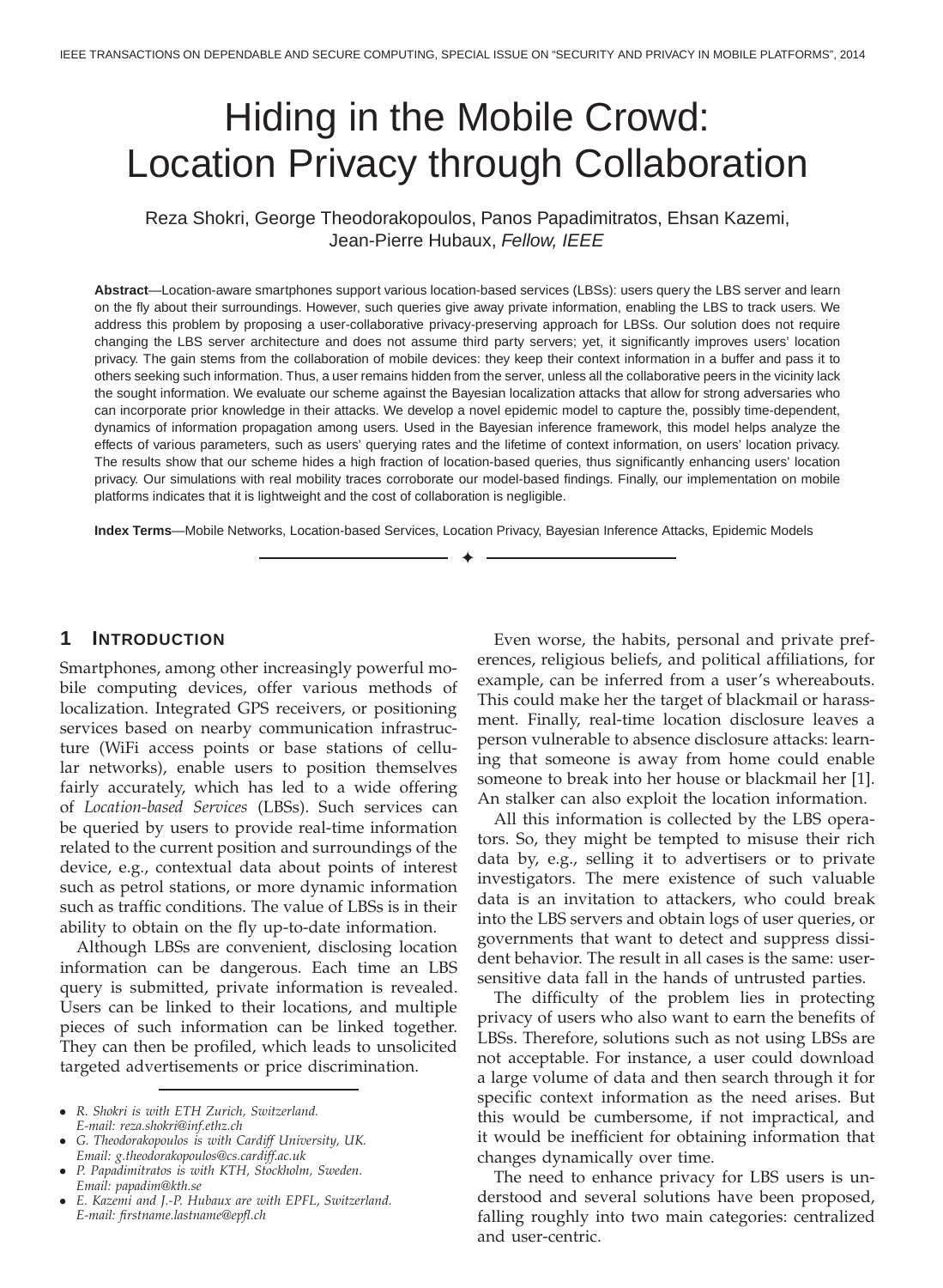# Hiding in the Mobile Crowd: Location Privacy through Collaboration

Reza Shokri, George Theodorakopoulos, Panos Papadimitratos, Ehsan Kazemi, Jean-Pierre Hubaux, *Fellow, IEEE*

**Abstract**—Location-aware smartphones support various location-based services (LBSs): users query the LBS server and learn on the fly about their surroundings. However, such queries give away private information, enabling the LBS to track users. We address this problem by proposing a user-collaborative privacy-preserving approach for LBSs. Our solution does not require changing the LBS server architecture and does not assume third party servers; yet, it significantly improves users' location privacy. The gain stems from the collaboration of mobile devices: they keep their context information in a buffer and pass it to others seeking such information. Thus, a user remains hidden from the server, unless all the collaborative peers in the vicinity lack the sought information. We evaluate our scheme against the Bayesian localization attacks that allow for strong adversaries who can incorporate prior knowledge in their attacks. We develop a novel epidemic model to capture the, possibly time-dependent, dynamics of information propagation among users. Used in the Bayesian inference framework, this model helps analyze the effects of various parameters, such as users' querying rates and the lifetime of context information, on users' location privacy. The results show that our scheme hides a high fraction of location-based queries, thus significantly enhancing users' location privacy. Our simulations with real mobility traces corroborate our model-based findings. Finally, our implementation on mobile platforms indicates that it is lightweight and the cost of collaboration is negligible.

**Index Terms**—Mobile Networks, Location-based Services, Location Privacy, Bayesian Inference Attacks, Epidemic Models

## 1 Introduction

Smartphones, among other increasingly powerful mobile computing devices, offer various methods of localization. Integrated GPS receivers, or positioning services based on nearby communication infrastructure (WiFi access points or base stations of cellular networks), enable users to position themselves fairly accurately, which has led to a wide offering of *Location-based Services* (LBSs). Such services can be queried by users to provide real-time information related to the current position and surroundings of the device, e.g., contextual data about points of interest such as petrol stations, or more dynamic information such as traffic conditions. The value of LBSs is in their ability to obtain on the fly up-to-date information.

Although LBSs are convenient, disclosing location information can be dangerous. Each time an LBS query is submitted, private information is revealed. Users can be linked to their locations, and multiple pieces of such information can be linked together. They can then be profiled, which leads to unsolicited targeted advertisements or price discrimination.

Even worse, the habits, personal and private preferences, religious beliefs, and political affiliations, for example, can be inferred from a user's whereabouts. This could make her the target of blackmail or harassment. Finally, real-time location disclosure leaves a person vulnerable to absence disclosure attacks: learning that someone is away from home could enable someone to break into her house or blackmail her [1]. An stalker can also exploit the location information.

All this information is collected by the LBS operators. So, they might be tempted to misuse their rich data by, e.g., selling it to advertisers or to private investigators. The mere existence of such valuable data is an invitation to attackers, who could break into the LBS servers and obtain logs of user queries, or governments that want to detect and suppress dissident behavior. The result in all cases is the same: user-sensitive data fall in the hands of untrusted parties.

The difficulty of the problem lies in protecting privacy of users who also want to earn the benefits of LBSs. Therefore, solutions such as not using LBSs are not acceptable. For instance, a user could download a large volume of data and then search through it for specific context information as the need arises. But this would be cumbersome, if not impractical, and it would be inefficient for obtaining information that changes dynamically over time.

The need to enhance privacy for LBS users is understood and several solutions have been proposed, falling roughly into two main categories: centralized and user-centric.

- *R. Shokri is with ETH Zurich, Switzerland. E-mail: reza.shokri@inf.ethz.ch*
- *G. Theodorakopoulos is with Cardiff University, UK. Email: g.theodorakopoulos@cs.cardiff.ac.uk*
- *P. Papadimitratos is with KTH, Stockholm, Sweden. Email: papadim@kth.se*
- *E. Kazemi and J.-P. Hubaux are with EPFL, Switzerland. E-mail: firstname.lastname@epfl.ch*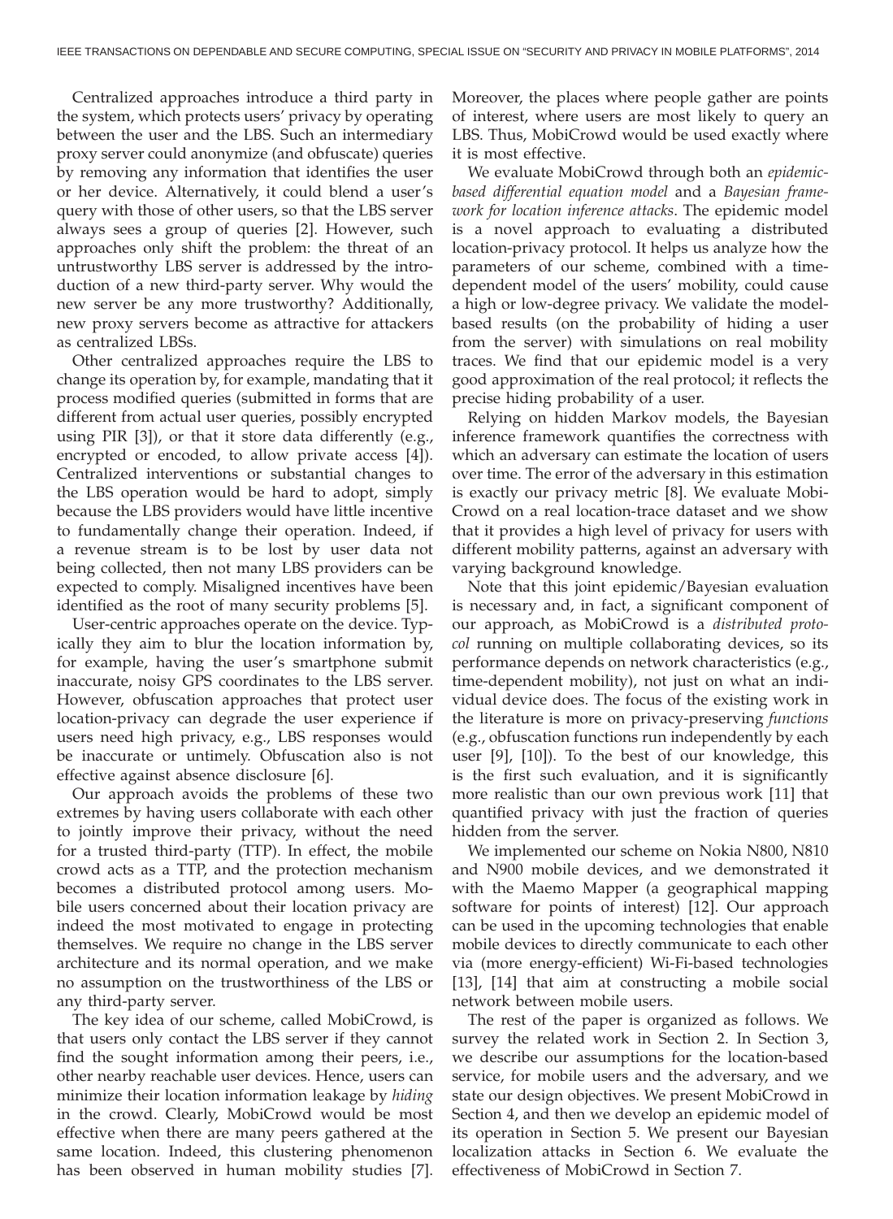Centralized approaches introduce a third party in the system, which protects users' privacy by operating between the user and the LBS. Such an intermediary proxy server could anonymize (and obfuscate) queries by removing any information that identifies the user or her device. Alternatively, it could blend a user's query with those of other users, so that the LBS server always sees a group of queries [2]. However, such approaches only shift the problem: the threat of an untrustworthy LBS server is addressed by the introduction of a new third-party server. Why would the new server be any more trustworthy? Additionally, new proxy servers become as attractive for attackers as centralized LBSs.

Other centralized approaches require the LBS to change its operation by, for example, mandating that it process modified queries (submitted in forms that are different from actual user queries, possibly encrypted using PIR [3]), or that it store data differently (e.g., encrypted or encoded, to allow private access [4]). Centralized interventions or substantial changes to the LBS operation would be hard to adopt, simply because the LBS providers would have little incentive to fundamentally change their operation. Indeed, if a revenue stream is to be lost by user data not being collected, then not many LBS providers can be expected to comply. Misaligned incentives have been identified as the root of many security problems [5].

User-centric approaches operate on the device. Typically they aim to blur the location information by, for example, having the user's smartphone submit inaccurate, noisy GPS coordinates to the LBS server. However, obfuscation approaches that protect user location-privacy can degrade the user experience if users need high privacy, e.g., LBS responses would be inaccurate or untimely. Obfuscation also is not effective against absence disclosure [6].

Our approach avoids the problems of these two extremes by having users collaborate with each other to jointly improve their privacy, without the need for a trusted third-party (TTP). In effect, the mobile crowd acts as a TTP, and the protection mechanism becomes a distributed protocol among users. Mobile users concerned about their location privacy are indeed the most motivated to engage in protecting themselves. We require no change in the LBS server architecture and its normal operation, and we make no assumption on the trustworthiness of the LBS or any third-party server.

The key idea of our scheme, called MobiCrowd, is that users only contact the LBS server if they cannot find the sought information among their peers, i.e., other nearby reachable user devices. Hence, users can minimize their location information leakage by *hiding* in the crowd. Clearly, MobiCrowd would be most effective when there are many peers gathered at the same location. Indeed, this clustering phenomenon has been observed in human mobility studies [7]. Moreover, the places where people gather are points of interest, where users are most likely to query an LBS. Thus, MobiCrowd would be used exactly where it is most effective.

We evaluate MobiCrowd through both an *epidemic-based differential equation model* and a *Bayesian framework for location inference attacks*. The epidemic model is a novel approach to evaluating a distributed location-privacy protocol. It helps us analyze how the parameters of our scheme, combined with a time-dependent model of the users' mobility, could cause a high or low-degree privacy. We validate the model-based results (on the probability of hiding a user from the server) with simulations on real mobility traces. We find that our epidemic model is a very good approximation of the real protocol; it reflects the precise hiding probability of a user.

Relying on hidden Markov models, the Bayesian inference framework quantifies the correctness with which an adversary can estimate the location of users over time. The error of the adversary in this estimation is exactly our privacy metric [8]. We evaluate MobiCrowd on a real location-trace dataset and we show that it provides a high level of privacy for users with different mobility patterns, against an adversary with varying background knowledge.

Note that this joint epidemic/Bayesian evaluation is necessary and, in fact, a significant component of our approach, as MobiCrowd is a *distributed protocol* running on multiple collaborating devices, so its performance depends on network characteristics (e.g., time-dependent mobility), not just on what an individual device does. The focus of the existing work in the literature is more on privacy-preserving *functions* (e.g., obfuscation functions run independently by each user [9], [10]). To the best of our knowledge, this is the first such evaluation, and it is significantly more realistic than our own previous work [11] that quantified privacy with just the fraction of queries hidden from the server.

We implemented our scheme on Nokia N800, N810 and N900 mobile devices, and we demonstrated it with the Maemo Mapper (a geographical mapping software for points of interest) [12]. Our approach can be used in the upcoming technologies that enable mobile devices to directly communicate to each other via (more energy-efficient) Wi-Fi-based technologies [13], [14] that aim at constructing a mobile social network between mobile users.

The rest of the paper is organized as follows. We survey the related work in Section 2. In Section 3, we describe our assumptions for the location-based service, for mobile users and the adversary, and we state our design objectives. We present MobiCrowd in Section 4, and then we develop an epidemic model of its operation in Section 5. We present our Bayesian localization attacks in Section 6. We evaluate the effectiveness of MobiCrowd in Section 7.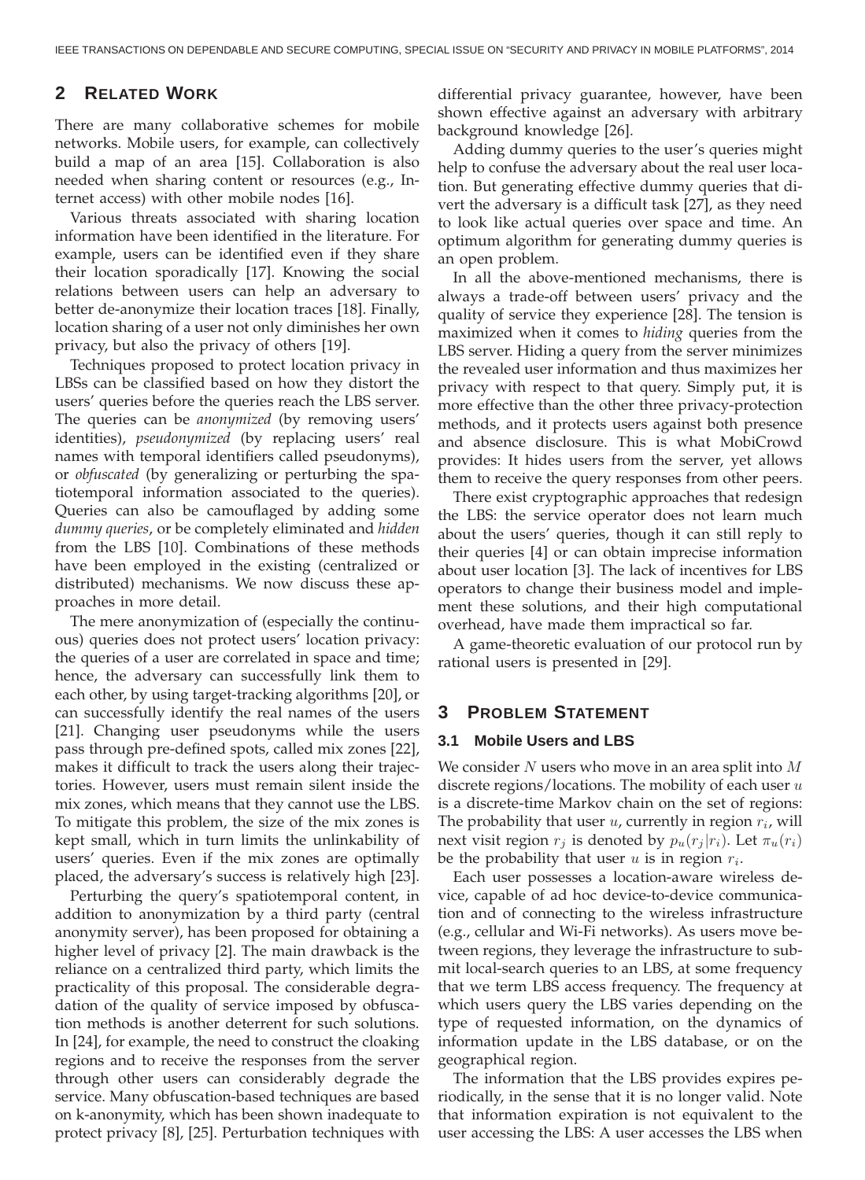## 2 Related Work

There are many collaborative schemes for mobile networks. Mobile users, for example, can collectively build a map of an area [15]. Collaboration is also needed when sharing content or resources (e.g., Internet access) with other mobile nodes [16].

Various threats associated with sharing location information have been identified in the literature. For example, users can be identified even if they share their location sporadically [17]. Knowing the social relations between users can help an adversary to better de-anonymize their location traces [18]. Finally, location sharing of a user not only diminishes her own privacy, but also the privacy of others [19].

Techniques proposed to protect location privacy in LBSs can be classified based on how they distort the users' queries before the queries reach the LBS server. The queries can be *anonymized* (by removing users' identities), *pseudonymized* (by replacing users' real names with temporal identifiers called pseudonyms), or *obfuscated* (by generalizing or perturbing the spatiotemporal information associated to the queries). Queries can also be camouflaged by adding some *dummy queries*, or be completely eliminated and *hidden* from the LBS [10]. Combinations of these methods have been employed in the existing (centralized or distributed) mechanisms. We now discuss these approaches in more detail.

The mere anonymization of (especially the continuous) queries does not protect users' location privacy: the queries of a user are correlated in space and time; hence, the adversary can successfully link them to each other, by using target-tracking algorithms [20], or can successfully identify the real names of the users [21]. Changing user pseudonyms while the users pass through pre-defined spots, called mix zones [22], makes it difficult to track the users along their trajectories. However, users must remain silent inside the mix zones, which means that they cannot use the LBS. To mitigate this problem, the size of the mix zones is kept small, which in turn limits the unlinkability of users' queries. Even if the mix zones are optimally placed, the adversary's success is relatively high [23].

Perturbing the query's spatiotemporal content, in addition to anonymization by a third party (central anonymity server), has been proposed for obtaining a higher level of privacy [2]. The main drawback is the reliance on a centralized third party, which limits the practicality of this proposal. The considerable degradation of the quality of service imposed by obfuscation methods is another deterrent for such solutions. In [24], for example, the need to construct the cloaking regions and to receive the responses from the server through other users can considerably degrade the service. Many obfuscation-based techniques are based on k-anonymity, which has been shown inadequate to protect privacy [8], [25]. Perturbation techniques with differential privacy guarantee, however, have been shown effective against an adversary with arbitrary background knowledge [26].

Adding dummy queries to the user's queries might help to confuse the adversary about the real user location. But generating effective dummy queries that divert the adversary is a difficult task [27], as they need to look like actual queries over space and time. An optimum algorithm for generating dummy queries is an open problem.

In all the above-mentioned mechanisms, there is always a trade-off between users' privacy and the quality of service they experience [28]. The tension is maximized when it comes to *hiding* queries from the LBS server. Hiding a query from the server minimizes the revealed user information and thus maximizes her privacy with respect to that query. Simply put, it is more effective than the other three privacy-protection methods, and it protects users against both presence and absence disclosure. This is what MobiCrowd provides: It hides users from the server, yet allows them to receive the query responses from other peers.

There exist cryptographic approaches that redesign the LBS: the service operator does not learn much about the users' queries, though it can still reply to their queries [4] or can obtain imprecise information about user location [3]. The lack of incentives for LBS operators to change their business model and implement these solutions, and their high computational overhead, have made them impractical so far.

A game-theoretic evaluation of our protocol run by rational users is presented in [29].

## 3 Problem Statement

### 3.1 Mobile Users and LBS

We consider $N$ users who move in an area split into $M$ discrete regions/locations. The mobility of each user $u$ is a discrete-time Markov chain on the set of regions: The probability that user $u$, currently in region $r_i$, will next visit region $r_j$ is denoted by $p_u(r_j|r_i)$. Let $\pi_u(r_i)$ be the probability that user $u$ is in region $r_i$.

Each user possesses a location-aware wireless device, capable of ad hoc device-to-device communication and of connecting to the wireless infrastructure (e.g., cellular and Wi-Fi networks). As users move between regions, they leverage the infrastructure to submit local-search queries to an LBS, at some frequency that we term LBS access frequency. The frequency at which users query the LBS varies depending on the type of requested information, on the dynamics of information update in the LBS database, or on the geographical region.

The information that the LBS provides expires periodically, in the sense that it is no longer valid. Note that information expiration is not equivalent to the user accessing the LBS: A user accesses the LBS when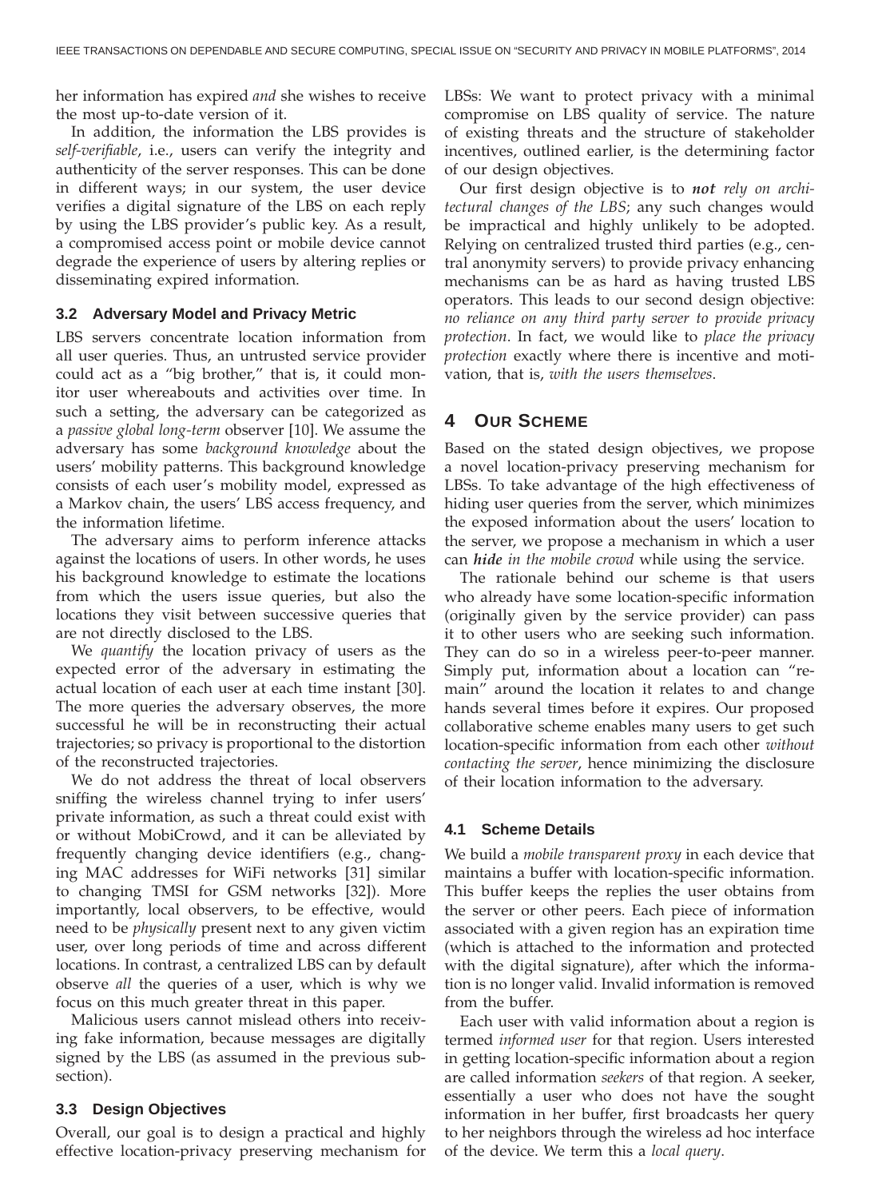her information has expired *and* she wishes to receive the most up-to-date version of it.

In addition, the information the LBS provides is *self-verifiable*, i.e., users can verify the integrity and authenticity of the server responses. This can be done in different ways; in our system, the user device verifies a digital signature of the LBS on each reply by using the LBS provider's public key. As a result, a compromised access point or mobile device cannot degrade the experience of users by altering replies or disseminating expired information.

### 3.2 Adversary Model and Privacy Metric

LBS servers concentrate location information from all user queries. Thus, an untrusted service provider could act as a "big brother," that is, it could monitor user whereabouts and activities over time. In such a setting, the adversary can be categorized as a *passive global long-term* observer [10]. We assume the adversary has some *background knowledge* about the users' mobility patterns. This background knowledge consists of each user's mobility model, expressed as a Markov chain, the users' LBS access frequency, and the information lifetime.

The adversary aims to perform inference attacks against the locations of users. In other words, he uses his background knowledge to estimate the locations from which the users issue queries, but also the locations they visit between successive queries that are not directly disclosed to the LBS.

We *quantify* the location privacy of users as the expected error of the adversary in estimating the actual location of each user at each time instant [30]. The more queries the adversary observes, the more successful he will be in reconstructing their actual trajectories; so privacy is proportional to the distortion of the reconstructed trajectories.

We do not address the threat of local observers sniffing the wireless channel trying to infer users' private information, as such a threat could exist with or without MobiCrowd, and it can be alleviated by frequently changing device identifiers (e.g., changing MAC addresses for WiFi networks [31] similar to changing TMSI for GSM networks [32]). More importantly, local observers, to be effective, would need to be *physically* present next to any given victim user, over long periods of time and across different locations. In contrast, a centralized LBS can by default observe *all* the queries of a user, which is why we focus on this much greater threat in this paper.

Malicious users cannot mislead others into receiving fake information, because messages are digitally signed by the LBS (as assumed in the previous subsection).

### 3.3 Design Objectives

Overall, our goal is to design a practical and highly effective location-privacy preserving mechanism for LBSs: We want to protect privacy with a minimal compromise on LBS quality of service. The nature of existing threats and the structure of stakeholder incentives, outlined earlier, is the determining factor of our design objectives.

Our first design objective is to ***not*** *rely on architectural changes of the LBS*; any such changes would be impractical and highly unlikely to be adopted. Relying on centralized trusted third parties (e.g., central anonymity servers) to provide privacy enhancing mechanisms can be as hard as having trusted LBS operators. This leads to our second design objective: *no reliance on any third party server to provide privacy protection*. In fact, we would like to *place the privacy protection* exactly where there is incentive and motivation, that is, *with the users themselves*.

## 4 Our Scheme

Based on the stated design objectives, we propose a novel location-privacy preserving mechanism for LBSs. To take advantage of the high effectiveness of hiding user queries from the server, which minimizes the exposed information about the users' location to the server, we propose a mechanism in which a user can ***hide*** *in the mobile crowd* while using the service.

The rationale behind our scheme is that users who already have some location-specific information (originally given by the service provider) can pass it to other users who are seeking such information. They can do so in a wireless peer-to-peer manner. Simply put, information about a location can "remain" around the location it relates to and change hands several times before it expires. Our proposed collaborative scheme enables many users to get such location-specific information from each other *without contacting the server*, hence minimizing the disclosure of their location information to the adversary.

### 4.1 Scheme Details

We build a *mobile transparent proxy* in each device that maintains a buffer with location-specific information. This buffer keeps the replies the user obtains from the server or other peers. Each piece of information associated with a given region has an expiration time (which is attached to the information and protected with the digital signature), after which the information is no longer valid. Invalid information is removed from the buffer.

Each user with valid information about a region is termed *informed user* for that region. Users interested in getting location-specific information about a region are called information *seekers* of that region. A seeker, essentially a user who does not have the sought information in her buffer, first broadcasts her query to her neighbors through the wireless ad hoc interface of the device. We term this a *local query*.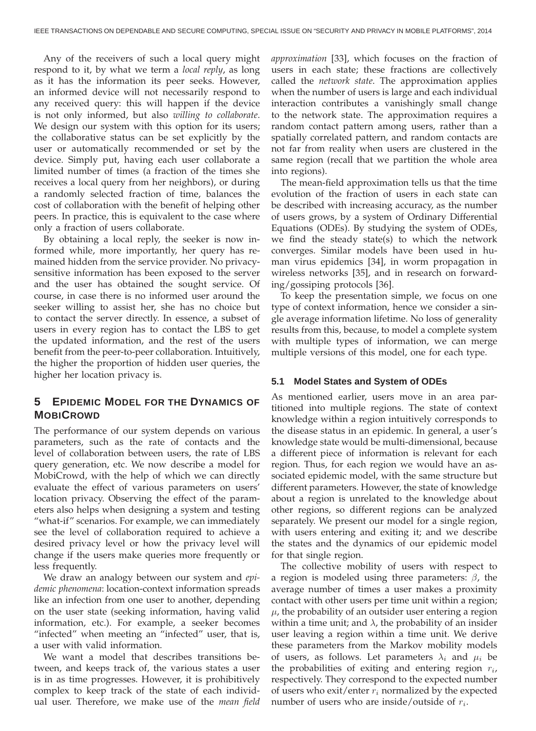Any of the receivers of such a local query might respond to it, by what we term a *local reply*, as long as it has the information its peer seeks. However, an informed device will not necessarily respond to any received query: this will happen if the device is not only informed, but also *willing to collaborate*. We design our system with this option for its users; the collaborative status can be set explicitly by the user or automatically recommended or set by the device. Simply put, having each user collaborate a limited number of times (a fraction of the times she receives a local query from her neighbors), or during a randomly selected fraction of time, balances the cost of collaboration with the benefit of helping other peers. In practice, this is equivalent to the case where only a fraction of users collaborate.

By obtaining a local reply, the seeker is now informed while, more importantly, her query has remained hidden from the service provider. No privacy-sensitive information has been exposed to the server and the user has obtained the sought service. Of course, in case there is no informed user around the seeker willing to assist her, she has no choice but to contact the server directly. In essence, a subset of users in every region has to contact the LBS to get the updated information, and the rest of the users benefit from the peer-to-peer collaboration. Intuitively, the higher the proportion of hidden user queries, the higher her location privacy is.

## 5 Epidemic Model for the Dynamics of MobiCrowd

The performance of our system depends on various parameters, such as the rate of contacts and the level of collaboration between users, the rate of LBS query generation, etc. We now describe a model for MobiCrowd, with the help of which we can directly evaluate the effect of various parameters on users' location privacy. Observing the effect of the parameters also helps when designing a system and testing "what-if" scenarios. For example, we can immediately see the level of collaboration required to achieve a desired privacy level or how the privacy level will change if the users make queries more frequently or less frequently.

We draw an analogy between our system and *epidemic phenomena*: location-context information spreads like an infection from one user to another, depending on the user state (seeking information, having valid information, etc.). For example, a seeker becomes "infected" when meeting an "infected" user, that is, a user with valid information.

We want a model that describes transitions between, and keeps track of, the various states a user is in as time progresses. However, it is prohibitively complex to keep track of the state of each individual user. Therefore, we make use of the *mean field approximation* [33], which focuses on the fraction of users in each state; these fractions are collectively called the *network state*. The approximation applies when the number of users is large and each individual interaction contributes a vanishingly small change to the network state. The approximation requires a random contact pattern among users, rather than a spatially correlated pattern, and random contacts are not far from reality when users are clustered in the same region (recall that we partition the whole area into regions).

The mean-field approximation tells us that the time evolution of the fraction of users in each state can be described with increasing accuracy, as the number of users grows, by a system of Ordinary Differential Equations (ODEs). By studying the system of ODEs, we find the steady state(s) to which the network converges. Similar models have been used in human virus epidemics [34], in worm propagation in wireless networks [35], and in research on forwarding/gossiping protocols [36].

To keep the presentation simple, we focus on one type of context information, hence we consider a single average information lifetime. No loss of generality results from this, because, to model a complete system with multiple types of information, we can merge multiple versions of this model, one for each type.

### 5.1 Model States and System of ODEs

As mentioned earlier, users move in an area partitioned into multiple regions. The state of context knowledge within a region intuitively corresponds to the disease status in an epidemic. In general, a user's knowledge state would be multi-dimensional, because a different piece of information is relevant for each region. Thus, for each region we would have an associated epidemic model, with the same structure but different parameters. However, the state of knowledge about a region is unrelated to the knowledge about other regions, so different regions can be analyzed separately. We present our model for a single region, with users entering and exiting it; and we describe the states and the dynamics of our epidemic model for that single region.

The collective mobility of users with respect to a region is modeled using three parameters: $\beta$, the average number of times a user makes a proximity contact with other users per time unit within a region; $\mu$, the probability of an outsider user entering a region within a time unit; and $\lambda$, the probability of an insider user leaving a region within a time unit. We derive these parameters from the Markov mobility models of users, as follows. Let parameters $\lambda_i$ and $\mu_i$ be the probabilities of exiting and entering region $r_i$, respectively. They correspond to the expected number of users who exit/enter $r_i$ normalized by the expected number of users who are inside/outside of $r_i$.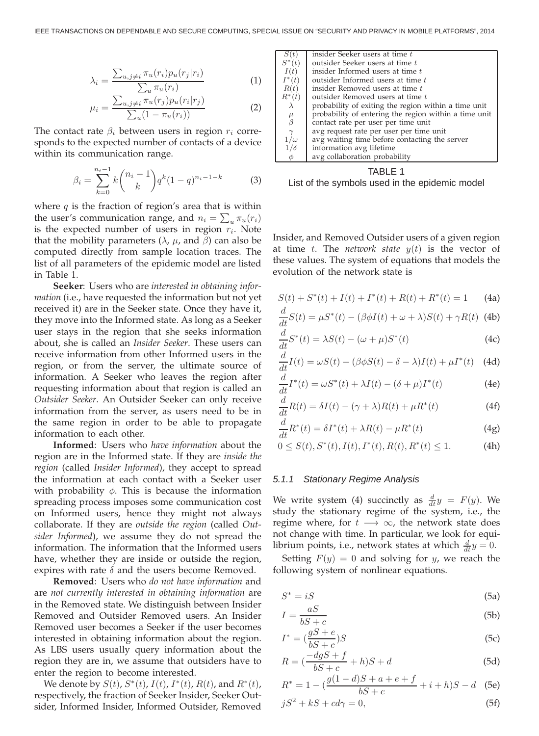$$\lambda_i = \frac{\sum_{u,j\neq i} \pi_u(r_i) p_u(r_j|r_i)}{\sum_u \pi_u(r_i)} \tag{1}$$

$$\mu_i = \frac{\sum_{u,j\neq i} \pi_u(r_j) p_u(r_i|r_j)}{\sum_u (1-\pi_u(r_i))} \tag{2}$$

The contact rate $\beta_i$ between users in region $r_i$ corresponds to the expected number of contacts of a device within its communication range.

$$\beta_i = \sum_{k=0}^{n_i-1} k \binom{n_i-1}{k} q^k (1-q)^{n_i-1-k} \tag{3}$$

where $q$ is the fraction of region's area that is within the user's communication range, and $n_i = \sum_u \pi_u(r_i)$ is the expected number of users in region $r_i$. Note that the mobility parameters ($\lambda$, $\mu$, and $\beta$) can also be computed directly from sample location traces. The list of all parameters of the epidemic model are listed in Table 1.

**Seeker**: Users who are *interested in obtaining information* (i.e., have requested the information but not yet received it) are in the Seeker state. Once they have it, they move into the Informed state. As long as a Seeker user stays in the region that she seeks information about, she is called an *Insider Seeker*. These users can receive information from other Informed users in the region, or from the server, the ultimate source of information. A Seeker who leaves the region after requesting information about that region is called an *Outsider Seeker*. An Outsider Seeker can only receive information from the server, as users need to be in the same region in order to be able to propagate information to each other.

**Informed**: Users who *have information* about the region are in the Informed state. If they are *inside the region* (called *Insider Informed*), they accept to spread the information at each contact with a Seeker user with probability $\phi$. This is because the information spreading process imposes some communication cost on Informed users, hence they might not always collaborate. If they are *outside the region* (called *Outsider Informed*), we assume they do not spread the information. The information that the Informed users have, whether they are inside or outside the region, expires with rate $\delta$ and the users become Removed.

**Removed**: Users who *do not have information* and are *not currently interested in obtaining information* are in the Removed state. We distinguish between Insider Removed and Outsider Removed users. An Insider Removed user becomes a Seeker if the user becomes interested in obtaining information about the region. As LBS users usually query information about the region they are in, we assume that outsiders have to enter the region to become interested.

We denote by $S(t)$, $S^*(t)$, $I(t)$, $I^*(t)$, $R(t)$, and $R^*(t)$, respectively, the fraction of Seeker Insider, Seeker Outsider, Informed Insider, Informed Outsider, Removed Insider, and Removed Outsider users of a given region at time $t$. The *network state* $y(t)$ is the vector of these values. The system of equations that models the evolution of the network state is

| | |
|---|---|
| $S(t)$ | insider Seeker users at time $t$ |
| $S^*(t)$ | outsider Seeker users at time $t$ |
| $I(t)$ | insider Informed users at time $t$ |
| $I^*(t)$ | outsider Informed users at time $t$ |
| $R(t)$ | insider Removed users at time $t$ |
| $R^*(t)$ | outsider Removed users at time $t$ |
| $\lambda$ | probability of exiting the region within a time unit |
| $\mu$ | probability of entering the region within a time unit |
| $\beta$ | contact rate per user per time unit |
| $\gamma$ | avg request rate per user per time unit |
| $1/\omega$ | avg waiting time before contacting the server |
| $1/\delta$ | information avg lifetime |
| $\phi$ | avg collaboration probability |

TABLE 1
List of the symbols used in the epidemic model

$$S(t) + S^*(t) + I(t) + I^*(t) + R(t) + R^*(t) = 1 \tag{4a}$$

$$\frac{d}{dt}S(t) = \mu S^*(t) - (\beta\phi I(t) + \omega + \lambda)S(t) + \gamma R(t) \tag{4b}$$

$$\frac{d}{dt}S^*(t) = \lambda S(t) - (\omega + \mu)S^*(t) \tag{4c}$$

$$\frac{d}{dt}I(t) = \omega S(t) + (\beta\phi S(t) - \delta - \lambda)I(t) + \mu I^*(t) \tag{4d}$$

$$\frac{d}{dt}I^*(t) = \omega S^*(t) + \lambda I(t) - (\delta + \mu)I^*(t) \tag{4e}$$

$$\frac{d}{dt}R(t) = \delta I(t) - (\gamma + \lambda)R(t) + \mu R^*(t) \tag{4f}$$

$$\frac{d}{dt}R^*(t) = \delta I^*(t) + \lambda R(t) - \mu R^*(t) \tag{4g}$$

$$0 \leq S(t), S^*(t), I(t), I^*(t), R(t), R^*(t) \leq 1. \tag{4h}$$

#### 5.1.1 Stationary Regime Analysis

We write system (4) succinctly as $\frac{d}{dt}y = F(y)$. We study the stationary regime of the system, i.e., the regime where, for $t \longrightarrow \infty$, the network state does not change with time. In particular, we look for equilibrium points, i.e., network states at which $\frac{d}{dt}y = 0$.

Setting $F(y) = 0$ and solving for $y$, we reach the following system of nonlinear equations.

$$S^* = iS \tag{5a}$$

$$I = \frac{aS}{bS + c} \tag{5b}$$

$$I^* = (\frac{gS + e}{bS + c})S \tag{5c}$$

$$R = (\frac{-dgS + f}{bS + c} + h)S + d \tag{5d}$$

$$R^* = 1 - (\frac{g(1-d)S + a + e + f}{bS + c} + i + h)S - d \tag{5e}$$

$$jS^2 + kS + cd\gamma = 0, \tag{5f}$$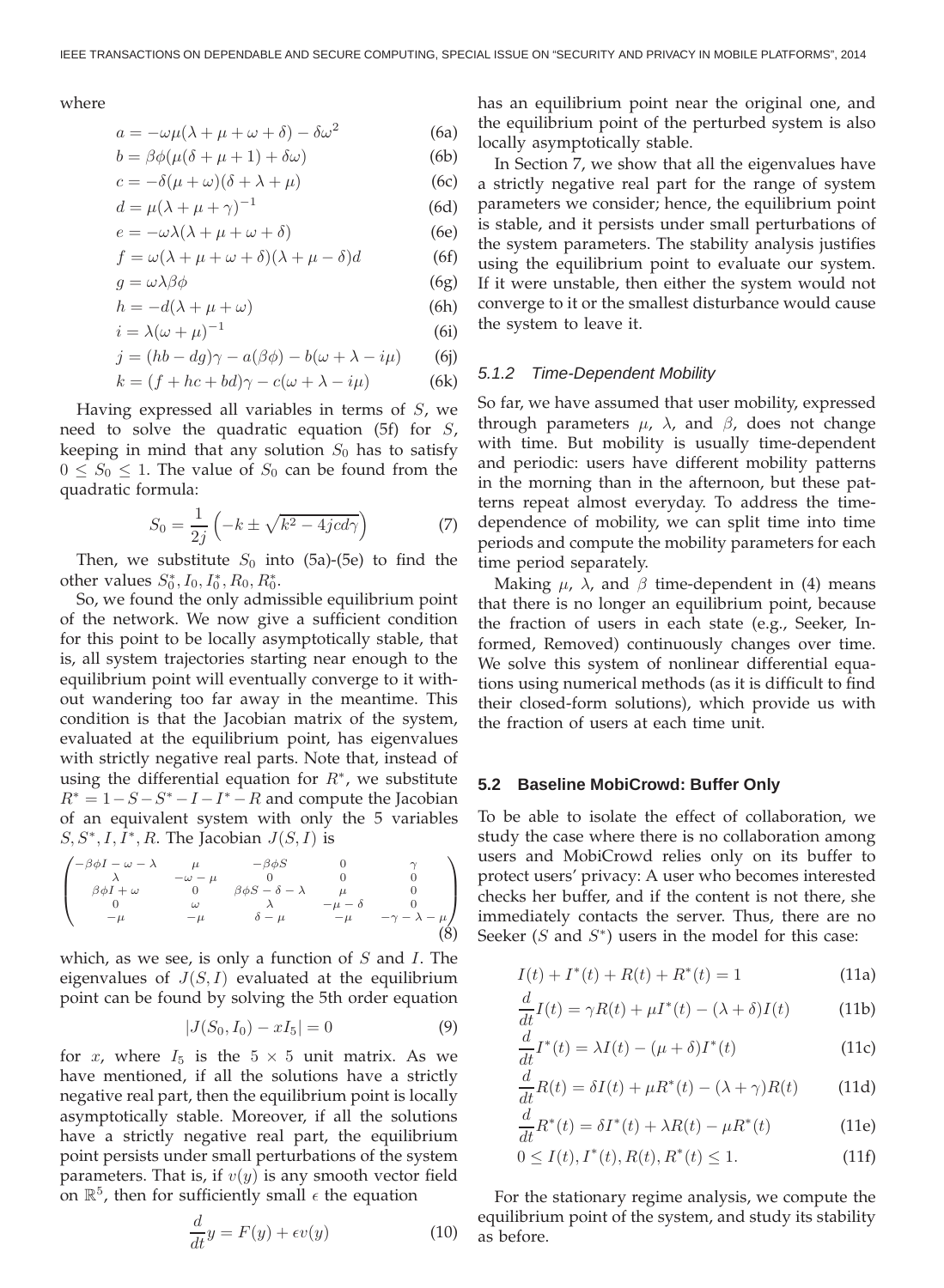where

$$a = -\omega\mu(\lambda + \mu + \omega + \delta) - \delta\omega^2 \tag{6a}$$

$$b = \beta\phi(\mu(\delta + \mu + 1) + \delta\omega) \tag{6b}$$

$$c = -\delta(\mu + \omega)(\delta + \lambda + \mu) \tag{6c}$$

$$d = \mu(\lambda + \mu + \gamma)^{-1} \tag{6d}$$

$$e = -\omega\lambda(\lambda + \mu + \omega + \delta) \tag{6e}$$

$$f = \omega(\lambda + \mu + \omega + \delta)(\lambda + \mu - \delta)d \tag{6f}$$

$$g = \omega\lambda\beta\phi \tag{6g}$$

$$h = -d(\lambda + \mu + \omega) \tag{6h}$$

$$i = \lambda(\omega + \mu)^{-1} \tag{6i}$$

$$j = (hb - dg)\gamma - a(\beta\phi) - b(\omega + \lambda - i\mu) \tag{6j}$$

$$k = (f + hc + bd)\gamma - c(\omega + \lambda - i\mu) \tag{6k}$$

Having expressed all variables in terms of $S$, we need to solve the quadratic equation (5f) for $S$, keeping in mind that any solution $S_0$ has to satisfy $0 \leq S_0 \leq 1$. The value of $S_0$ can be found from the quadratic formula:

$$S_0 = \frac{1}{2j}\left(-k \pm \sqrt{k^2 - 4jcd\gamma}\right) \tag{7}$$

Then, we substitute $S_0$ into (5a)-(5e) to find the other values $S_0^*, I_0, I_0^*, R_0, R_0^*$.

So, we found the only admissible equilibrium point of the network. We now give a sufficient condition for this point to be locally asymptotically stable, that is, all system trajectories starting near enough to the equilibrium point will eventually converge to it without wandering too far away in the meantime. This condition is that the Jacobian matrix of the system, evaluated at the equilibrium point, has eigenvalues with strictly negative real parts. Note that, instead of using the differential equation for $R^*$, we substitute $R^* = 1 - S - S^* - I - I^* - R$ and compute the Jacobian of an equivalent system with only the 5 variables $S, S^*, I, I^*, R$. The Jacobian $J(S, I)$ is

$$\begin{pmatrix} -\beta\phi I - \omega - \lambda & \mu & -\beta\phi S & 0 & \gamma \\ \lambda & -\omega - \mu & 0 & 0 & 0 \\ \beta\phi I + \omega & 0 & \beta\phi S - \delta - \lambda & \mu & 0 \\ 0 & \omega & \lambda & -\mu - \delta & 0 \\ -\mu & -\mu & \delta - \mu & -\mu & -\gamma - \lambda - \mu \end{pmatrix} \tag{8}$$

which, as we see, is only a function of $S$ and $I$. The eigenvalues of $J(S, I)$ evaluated at the equilibrium point can be found by solving the 5th order equation

$$|J(S_0, I_0) - xI_5| = 0 \tag{9}$$

for $x$, where $I_5$ is the $5 \times 5$ unit matrix. As we have mentioned, if all the solutions have a strictly negative real part, then the equilibrium point is locally asymptotically stable. Moreover, if all the solutions have a strictly negative real part, the equilibrium point persists under small perturbations of the system parameters. That is, if $v(y)$ is any smooth vector field on $\mathbb{R}^5$, then for sufficiently small $\epsilon$ the equation

$$\frac{d}{dt}y = F(y) + \epsilon v(y) \tag{10}$$

has an equilibrium point near the original one, and the equilibrium point of the perturbed system is also locally asymptotically stable.

In Section 7, we show that all the eigenvalues have a strictly negative real part for the range of system parameters we consider; hence, the equilibrium point is stable, and it persists under small perturbations of the system parameters. The stability analysis justifies using the equilibrium point to evaluate our system. If it were unstable, then either the system would not converge to it or the smallest disturbance would cause the system to leave it.

#### 5.1.2 *Time-Dependent Mobility*

So far, we have assumed that user mobility, expressed through parameters $\mu$, $\lambda$, and $\beta$, does not change with time. But mobility is usually time-dependent and periodic: users have different mobility patterns in the morning than in the afternoon, but these patterns repeat almost everyday. To address the time-dependence of mobility, we can split time into time periods and compute the mobility parameters for each time period separately.

Making $\mu$, $\lambda$, and $\beta$ time-dependent in (4) means that there is no longer an equilibrium point, because the fraction of users in each state (e.g., Seeker, Informed, Removed) continuously changes over time. We solve this system of nonlinear differential equations using numerical methods (as it is difficult to find their closed-form solutions), which provide us with the fraction of users at each time unit.

### 5.2 Baseline MobiCrowd: Buffer Only

To be able to isolate the effect of collaboration, we study the case where there is no collaboration among users and MobiCrowd relies only on its buffer to protect users' privacy: A user who becomes interested checks her buffer, and if the content is not there, she immediately contacts the server. Thus, there are no Seeker ($S$ and $S^*$) users in the model for this case:

$$I(t) + I^*(t) + R(t) + R^*(t) = 1 \tag{11a}$$

$$\frac{d}{dt}I(t) = \gamma R(t) + \mu I^*(t) - (\lambda + \delta)I(t) \tag{11b}$$

$$\frac{d}{dt}I^*(t) = \lambda I(t) - (\mu + \delta)I^*(t) \tag{11c}$$

$$\frac{d}{dt}R(t) = \delta I(t) + \mu R^*(t) - (\lambda + \gamma)R(t) \tag{11d}$$

$$\frac{d}{dt}R^*(t) = \delta I^*(t) + \lambda R(t) - \mu R^*(t) \tag{11e}$$

$$0 \leq I(t), I^*(t), R(t), R^*(t) \leq 1. \tag{11f}$$

For the stationary regime analysis, we compute the equilibrium point of the system, and study its stability as before.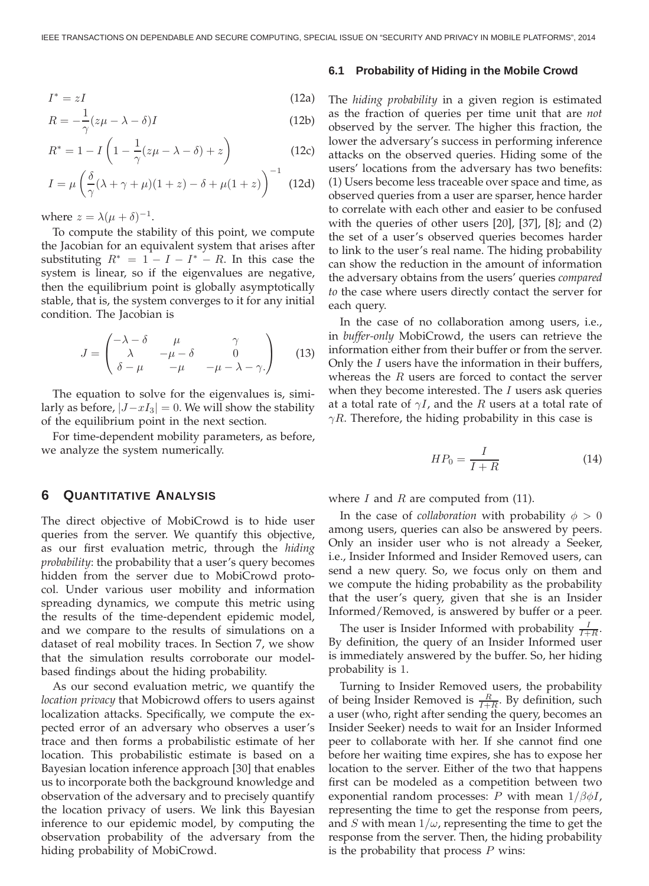$$I^* = zI \tag{12a}$$

$$R = -\frac{1}{\gamma}(z\mu - \lambda - \delta)I \tag{12b}$$

$$R^* = 1 - I\left(1 - \frac{1}{\gamma}(z\mu - \lambda - \delta) + z\right) \tag{12c}$$

$$I = \mu\left(\frac{\delta}{\gamma}(\lambda + \gamma + \mu)(1 + z) - \delta + \mu(1 + z)\right)^{-1} \tag{12d}$$

where $z = \lambda(\mu + \delta)^{-1}$.

To compute the stability of this point, we compute the Jacobian for an equivalent system that arises after substituting $R^* = 1 - I - I^* - R$. In this case the system is linear, so if the eigenvalues are negative, then the equilibrium point is globally asymptotically stable, that is, the system converges to it for any initial condition. The Jacobian is

$$J = \begin{pmatrix} -\lambda - \delta & \mu & \gamma \\ \lambda & -\mu - \delta & 0 \\ \delta - \mu & -\mu & -\mu - \lambda - \gamma. \end{pmatrix} \tag{13}$$

The equation to solve for the eigenvalues is, similarly as before, $|J - xI_3| = 0$. We will show the stability of the equilibrium point in the next section.

For time-dependent mobility parameters, as before, we analyze the system numerically.

# 6 Quantitative Analysis

The direct objective of MobiCrowd is to hide user queries from the server. We quantify this objective, as our first evaluation metric, through the *hiding probability*: the probability that a user's query becomes hidden from the server due to MobiCrowd protocol. Under various user mobility and information spreading dynamics, we compute this metric using the results of the time-dependent epidemic model, and we compare to the results of simulations on a dataset of real mobility traces. In Section 7, we show that the simulation results corroborate our model-based findings about the hiding probability.

As our second evaluation metric, we quantify the *location privacy* that Mobicrowd offers to users against localization attacks. Specifically, we compute the expected error of an adversary who observes a user's trace and then forms a probabilistic estimate of her location. This probabilistic estimate is based on a Bayesian location inference approach [30] that enables us to incorporate both the background knowledge and observation of the adversary and to precisely quantify the location privacy of users. We link this Bayesian inference to our epidemic model, by computing the observation probability of the adversary from the hiding probability of MobiCrowd.

## 6.1 Probability of Hiding in the Mobile Crowd

The *hiding probability* in a given region is estimated as the fraction of queries per time unit that are *not* observed by the server. The higher this fraction, the lower the adversary's success in performing inference attacks on the observed queries. Hiding some of the users' locations from the adversary has two benefits: (1) Users become less traceable over space and time, as observed queries from a user are sparser, hence harder to correlate with each other and easier to be confused with the queries of other users [20], [37], [8]; and (2) the set of a user's observed queries becomes harder to link to the user's real name. The hiding probability can show the reduction in the amount of information the adversary obtains from the users' queries *compared to* the case where users directly contact the server for each query.

In the case of no collaboration among users, i.e., in *buffer-only* MobiCrowd, the users can retrieve the information either from their buffer or from the server. Only the $I$ users have the information in their buffers, whereas the $R$ users are forced to contact the server when they become interested. The $I$ users ask queries at a total rate of $\gamma I$, and the $R$ users at a total rate of $\gamma R$. Therefore, the hiding probability in this case is

$$HP_0 = \frac{I}{I + R} \tag{14}$$

where $I$ and $R$ are computed from (11).

In the case of *collaboration* with probability $\phi > 0$ among users, queries can also be answered by peers. Only an insider user who is not already a Seeker, i.e., Insider Informed and Insider Removed users, can send a new query. So, we focus only on them and we compute the hiding probability as the probability that the user's query, given that she is an Insider Informed/Removed, is answered by buffer or a peer.

The user is Insider Informed with probability $\frac{I}{I+R}$. By definition, the query of an Insider Informed user is immediately answered by the buffer. So, her hiding probability is $1$.

Turning to Insider Removed users, the probability of being Insider Removed is $\frac{R}{I+R}$. By definition, such a user (who, right after sending the query, becomes an Insider Seeker) needs to wait for an Insider Informed peer to collaborate with her. If she cannot find one before her waiting time expires, she has to expose her location to the server. Either of the two that happens first can be modeled as a competition between two exponential random processes: $P$ with mean $1/\beta\phi I$, representing the time to get the response from peers, and $S$ with mean $1/\omega$, representing the time to get the response from the server. Then, the hiding probability is the probability that process $P$ wins: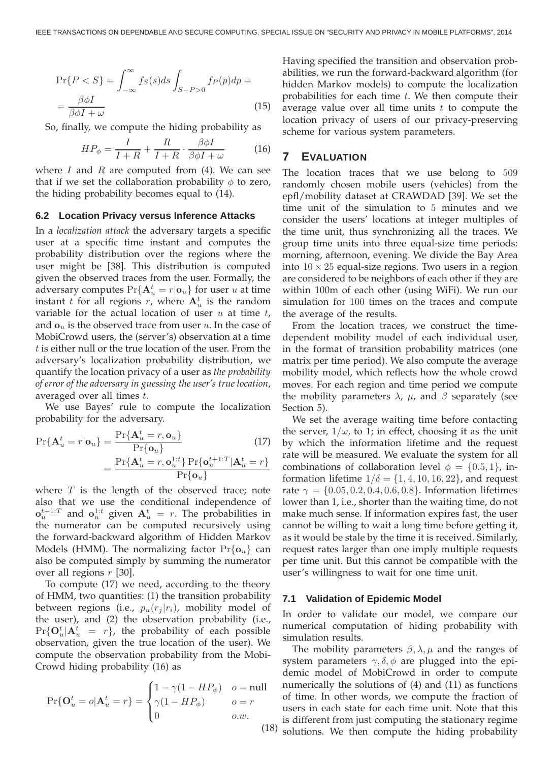$$\Pr\{P < S\} = \int_{-\infty}^{\infty} f_S(s) ds \int_{S-P>0} f_P(p) dp = $$
$$= \frac{\beta\phi I}{\beta\phi I + \omega} \tag{15}$$

So, finally, we compute the hiding probability as

$$HP_\phi = \frac{I}{I+R} + \frac{R}{I+R} \cdot \frac{\beta\phi I}{\beta\phi I + \omega} \tag{16}$$

where $I$ and $R$ are computed from (4). We can see that if we set the collaboration probability $\phi$ to zero, the hiding probability becomes equal to (14).

### 6.2 Location Privacy versus Inference Attacks

In a *localization attack* the adversary targets a specific user at a specific time instant and computes the probability distribution over the regions where the user might be [38]. This distribution is computed given the observed traces from the user. Formally, the adversary computes $\Pr\{\mathbf{A}_u^t = r | \mathbf{o}_u\}$ for user $u$ at time instant $t$ for all regions $r$, where $\mathbf{A}_u^t$ is the random variable for the actual location of user $u$ at time $t$, and $\mathbf{o}_u$ is the observed trace from user $u$. In the case of MobiCrowd users, the (server's) observation at a time $t$ is either null or the true location of the user. From the adversary's localization probability distribution, we quantify the location privacy of a user as *the probability of error of the adversary in guessing the user's true location*, averaged over all times $t$.

We use Bayes' rule to compute the localization probability for the adversary.

$$\Pr\{\mathbf{A}_u^t = r | \mathbf{o}_u\} = \frac{\Pr\{\mathbf{A}_u^t = r, \mathbf{o}_u\}}{\Pr\{\mathbf{o}_u\}} \tag{17}$$
$$= \frac{\Pr\{\mathbf{A}_u^t = r, \mathbf{o}_u^{1:t}\} \Pr\{\mathbf{o}_u^{t+1:T} | \mathbf{A}_u^t = r\}}{\Pr\{\mathbf{o}_u\}}$$

where $T$ is the length of the observed trace; note also that we use the conditional independence of $\mathbf{o}_u^{t+1:T}$ and $\mathbf{o}_u^{1:t}$ given $\mathbf{A}_u^t = r$. The probabilities in the numerator can be computed recursively using the forward-backward algorithm of Hidden Markov Models (HMM). The normalizing factor $\Pr\{\mathbf{o}_u\}$ can also be computed simply by summing the numerator over all regions $r$ [30].

To compute (17) we need, according to the theory of HMM, two quantities: (1) the transition probability between regions (i.e., $p_u(r_j|r_i)$, mobility model of the user), and (2) the observation probability (i.e., $\Pr\{\mathbf{O}_u^t | \mathbf{A}_u^t = r\}$, the probability of each possible observation, given the true location of the user). We compute the observation probability from the MobiCrowd hiding probability (16) as

$$\Pr\{\mathbf{O}_u^t = o | \mathbf{A}_u^t = r\} = \begin{cases} 1 - \gamma(1 - HP_\phi) & o = \text{null} \\ \gamma(1 - HP_\phi) & o = r \\ 0 & o.w. \end{cases} \tag{18}$$

Having specified the transition and observation probabilities, we run the forward-backward algorithm (for hidden Markov models) to compute the localization probabilities for each time $t$. We then compute their average value over all time units $t$ to compute the location privacy of users of our privacy-preserving scheme for various system parameters.

## 7 Evaluation

The location traces that we use belong to 509 randomly chosen mobile users (vehicles) from the epfl/mobility dataset at CRAWDAD [39]. We set the time unit of the simulation to 5 minutes and we consider the users' locations at integer multiples of the time unit, thus synchronizing all the traces. We group time units into three equal-size time periods: morning, afternoon, evening. We divide the Bay Area into $10 \times 25$ equal-size regions. Two users in a region are considered to be neighbors of each other if they are within 100m of each other (using WiFi). We run our simulation for 100 times on the traces and compute the average of the results.

From the location traces, we construct the time-dependent mobility model of each individual user, in the format of transition probability matrices (one matrix per time period). We also compute the average mobility model, which reflects how the whole crowd moves. For each region and time period we compute the mobility parameters $\lambda$, $\mu$, and $\beta$ separately (see Section 5).

We set the average waiting time before contacting the server, $1/\omega$, to 1; in effect, choosing it as the unit by which the information lifetime and the request rate will be measured. We evaluate the system for all combinations of collaboration level $\phi = \{0.5, 1\}$, information lifetime $1/\delta = \{1, 4, 10, 16, 22\}$, and request rate $\gamma = \{0.05, 0.2, 0.4, 0.6, 0.8\}$. Information lifetimes lower than 1, i.e., shorter than the waiting time, do not make much sense. If information expires fast, the user cannot be willing to wait a long time before getting it, as it would be stale by the time it is received. Similarly, request rates larger than one imply multiple requests per time unit. But this cannot be compatible with the user's willingness to wait for one time unit.

### 7.1 Validation of Epidemic Model

In order to validate our model, we compare our numerical computation of hiding probability with simulation results.

The mobility parameters $\beta, \lambda, \mu$ and the ranges of system parameters $\gamma, \delta, \phi$ are plugged into the epidemic model of MobiCrowd in order to compute numerically the solutions of (4) and (11) as functions of time. In other words, we compute the fraction of users in each state for each time unit. Note that this is different from just computing the stationary regime solutions. We then compute the hiding probability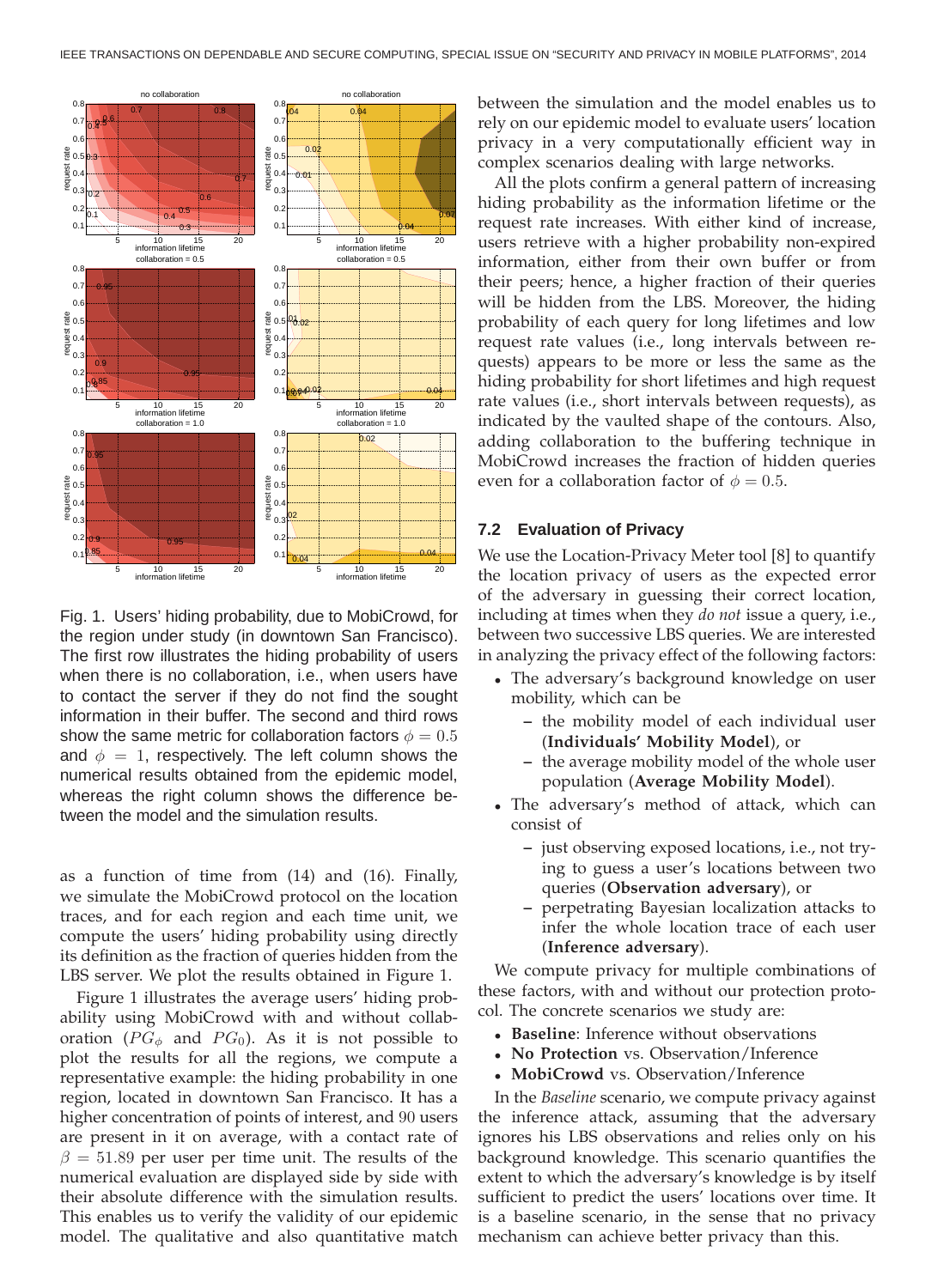no collaboration

0.8
0.7
0.6
0.5
0.4
0.3
0.2
0.1

request rate

0.7
0.8
0.4
0.6
0.5
0.3
0.7
0.2
0.6
0.5
0.1
0.4
0.3

5 10 15 20

information lifetime

no collaboration

0.04
0.04
0.02
0.01
0.07
0.04

information lifetime

collaboration = 0.5

0.95
0.9
0.95
0.85

information lifetime

collaboration = 0.5

0.01
0.02
0.01
0.02
0.04

information lifetime

collaboration = 1.0

0.95
0.9
0.95
0.85

information lifetime

collaboration = 1.0

0.02
0.02
0.04
0.04

information lifetime

Fig. 1. Users' hiding probability, due to MobiCrowd, for the region under study (in downtown San Francisco). The first row illustrates the hiding probability of users when there is no collaboration, i.e., when users have to contact the server if they do not find the sought information in their buffer. The second and third rows show the same metric for collaboration factors $\phi = 0.5$ and $\phi = 1$, respectively. The left column shows the numerical results obtained from the epidemic model, whereas the right column shows the difference between the model and the simulation results.

as a function of time from (14) and (16). Finally, we simulate the MobiCrowd protocol on the location traces, and for each region and each time unit, we compute the users' hiding probability using directly its definition as the fraction of queries hidden from the LBS server. We plot the results obtained in Figure 1.

Figure 1 illustrates the average users' hiding probability using MobiCrowd with and without collaboration ($PG_\phi$ and $PG_0$). As it is not possible to plot the results for all the regions, we compute a representative example: the hiding probability in one region, located in downtown San Francisco. It has a higher concentration of points of interest, and 90 users are present in it on average, with a contact rate of $\beta = 51.89$ per user per time unit. The results of the numerical evaluation are displayed side by side with their absolute difference with the simulation results. This enables us to verify the validity of our epidemic model. The qualitative and also quantitative match between the simulation and the model enables us to rely on our epidemic model to evaluate users' location privacy in a very computationally efficient way in complex scenarios dealing with large networks.

All the plots confirm a general pattern of increasing hiding probability as the information lifetime or the request rate increases. With either kind of increase, users retrieve with a higher probability non-expired information, either from their own buffer or from their peers; hence, a higher fraction of their queries will be hidden from the LBS. Moreover, the hiding probability of each query for long lifetimes and low request rate values (i.e., long intervals between requests) appears to be more or less the same as the hiding probability for short lifetimes and high request rate values (i.e., short intervals between requests), as indicated by the vaulted shape of the contours. Also, adding collaboration to the buffering technique in MobiCrowd increases the fraction of hidden queries even for a collaboration factor of $\phi = 0.5$.

### 7.2 Evaluation of Privacy

We use the Location-Privacy Meter tool [8] to quantify the location privacy of users as the expected error of the adversary in guessing their correct location, including at times when they *do not* issue a query, i.e., between two successive LBS queries. We are interested in analyzing the privacy effect of the following factors:

- The adversary's background knowledge on user mobility, which can be
  - the mobility model of each individual user (**Individuals' Mobility Model**), or
  - the average mobility model of the whole user population (**Average Mobility Model**).
- The adversary's method of attack, which can consist of
  - just observing exposed locations, i.e., not trying to guess a user's locations between two queries (**Observation adversary**), or
  - perpetrating Bayesian localization attacks to infer the whole location trace of each user (**Inference adversary**).

We compute privacy for multiple combinations of these factors, with and without our protection protocol. The concrete scenarios we study are:

- **Baseline**: Inference without observations
- **No Protection** vs. Observation/Inference
- **MobiCrowd** vs. Observation/Inference

In the *Baseline* scenario, we compute privacy against the inference attack, assuming that the adversary ignores his LBS observations and relies only on his background knowledge. This scenario quantifies the extent to which the adversary's knowledge is by itself sufficient to predict the users' locations over time. It is a baseline scenario, in the sense that no privacy mechanism can achieve better privacy than this.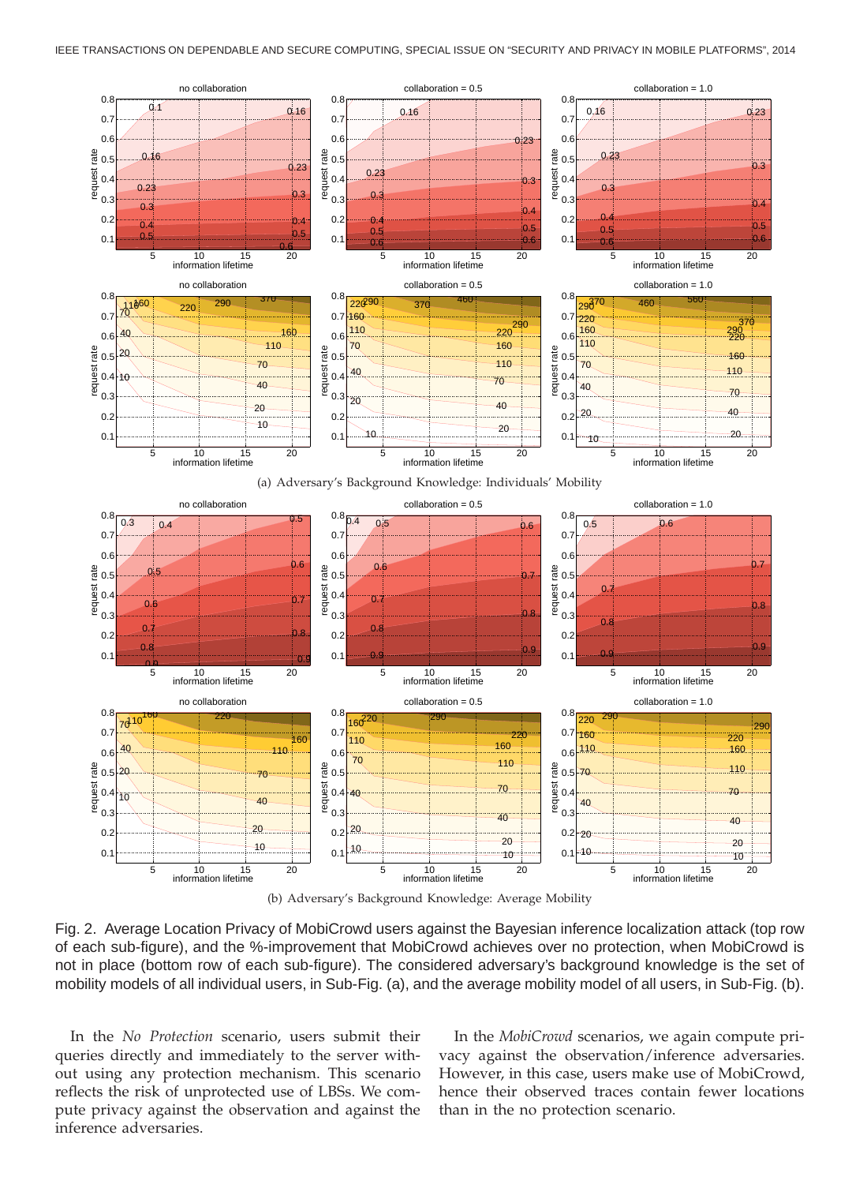(a) Adversary's Background Knowledge: Individuals' Mobility

(b) Adversary's Background Knowledge: Average Mobility

Fig. 2. Average Location Privacy of MobiCrowd users against the Bayesian inference localization attack (top row of each sub-figure), and the %-improvement that MobiCrowd achieves over no protection, when MobiCrowd is not in place (bottom row of each sub-figure). The considered adversary's background knowledge is the set of mobility models of all individual users, in Sub-Fig. (a), and the average mobility model of all users, in Sub-Fig. (b).

In the *No Protection* scenario, users submit their queries directly and immediately to the server without using any protection mechanism. This scenario reflects the risk of unprotected use of LBSs. We compute privacy against the observation and against the inference adversaries.

In the *MobiCrowd* scenarios, we again compute privacy against the observation/inference adversaries. However, in this case, users make use of MobiCrowd, hence their observed traces contain fewer locations than in the no protection scenario.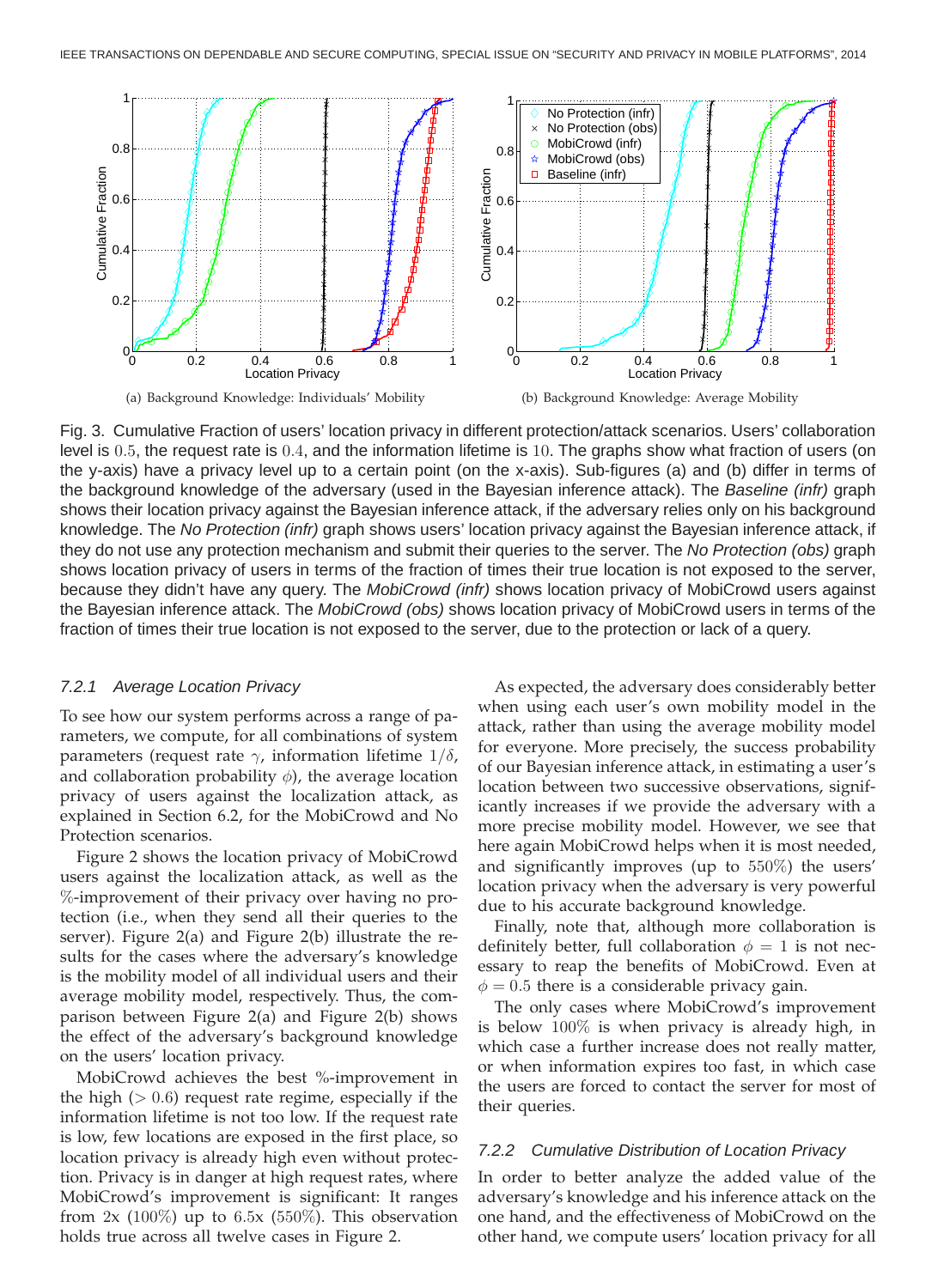(a) Background Knowledge: Individuals' Mobility

(b) Background Knowledge: Average Mobility

Fig. 3. Cumulative Fraction of users' location privacy in different protection/attack scenarios. Users' collaboration level is $0.5$, the request rate is $0.4$, and the information lifetime is $10$. The graphs show what fraction of users (on the y-axis) have a privacy level up to a certain point (on the x-axis). Sub-figures (a) and (b) differ in terms of the background knowledge of the adversary (used in the Bayesian inference attack). The *Baseline (infr)* graph shows their location privacy against the Bayesian inference attack, if the adversary relies only on his background knowledge. The *No Protection (infr)* graph shows users' location privacy against the Bayesian inference attack, if they do not use any protection mechanism and submit their queries to the server. The *No Protection (obs)* graph shows location privacy of users in terms of the fraction of times their true location is not exposed to the server, because they didn't have any query. The *MobiCrowd (infr)* shows location privacy of MobiCrowd users against the Bayesian inference attack. The *MobiCrowd (obs)* shows location privacy of MobiCrowd users in terms of the fraction of times their true location is not exposed to the server, due to the protection or lack of a query.

### 7.2.1 Average Location Privacy

To see how our system performs across a range of parameters, we compute, for all combinations of system parameters (request rate $\gamma$, information lifetime $1/\delta$, and collaboration probability $\phi$), the average location privacy of users against the localization attack, as explained in Section 6.2, for the MobiCrowd and No Protection scenarios.

Figure 2 shows the location privacy of MobiCrowd users against the localization attack, as well as the %-improvement of their privacy over having no protection (i.e., when they send all their queries to the server). Figure 2(a) and Figure 2(b) illustrate the results for the cases where the adversary's knowledge is the mobility model of all individual users and their average mobility model, respectively. Thus, the comparison between Figure 2(a) and Figure 2(b) shows the effect of the adversary's background knowledge on the users' location privacy.

MobiCrowd achieves the best %-improvement in the high ($> 0.6$) request rate regime, especially if the information lifetime is not too low. If the request rate is low, few locations are exposed in the first place, so location privacy is already high even without protection. Privacy is in danger at high request rates, where MobiCrowd's improvement is significant: It ranges from $2$x ($100\%$) up to $6.5$x ($550\%$). This observation holds true across all twelve cases in Figure 2.

As expected, the adversary does considerably better when using each user's own mobility model in the attack, rather than using the average mobility model for everyone. More precisely, the success probability of our Bayesian inference attack, in estimating a user's location between two successive observations, significantly increases if we provide the adversary with a more precise mobility model. However, we see that here again MobiCrowd helps when it is most needed, and significantly improves (up to $550\%$) the users' location privacy when the adversary is very powerful due to his accurate background knowledge.

Finally, note that, although more collaboration is definitely better, full collaboration $\phi = 1$ is not necessary to reap the benefits of MobiCrowd. Even at $\phi = 0.5$ there is a considerable privacy gain.

The only cases where MobiCrowd's improvement is below $100\%$ is when privacy is already high, in which case a further increase does not really matter, or when information expires too fast, in which case the users are forced to contact the server for most of their queries.

### 7.2.2 Cumulative Distribution of Location Privacy

In order to better analyze the added value of the adversary's knowledge and his inference attack on the one hand, and the effectiveness of MobiCrowd on the other hand, we compute users' location privacy for all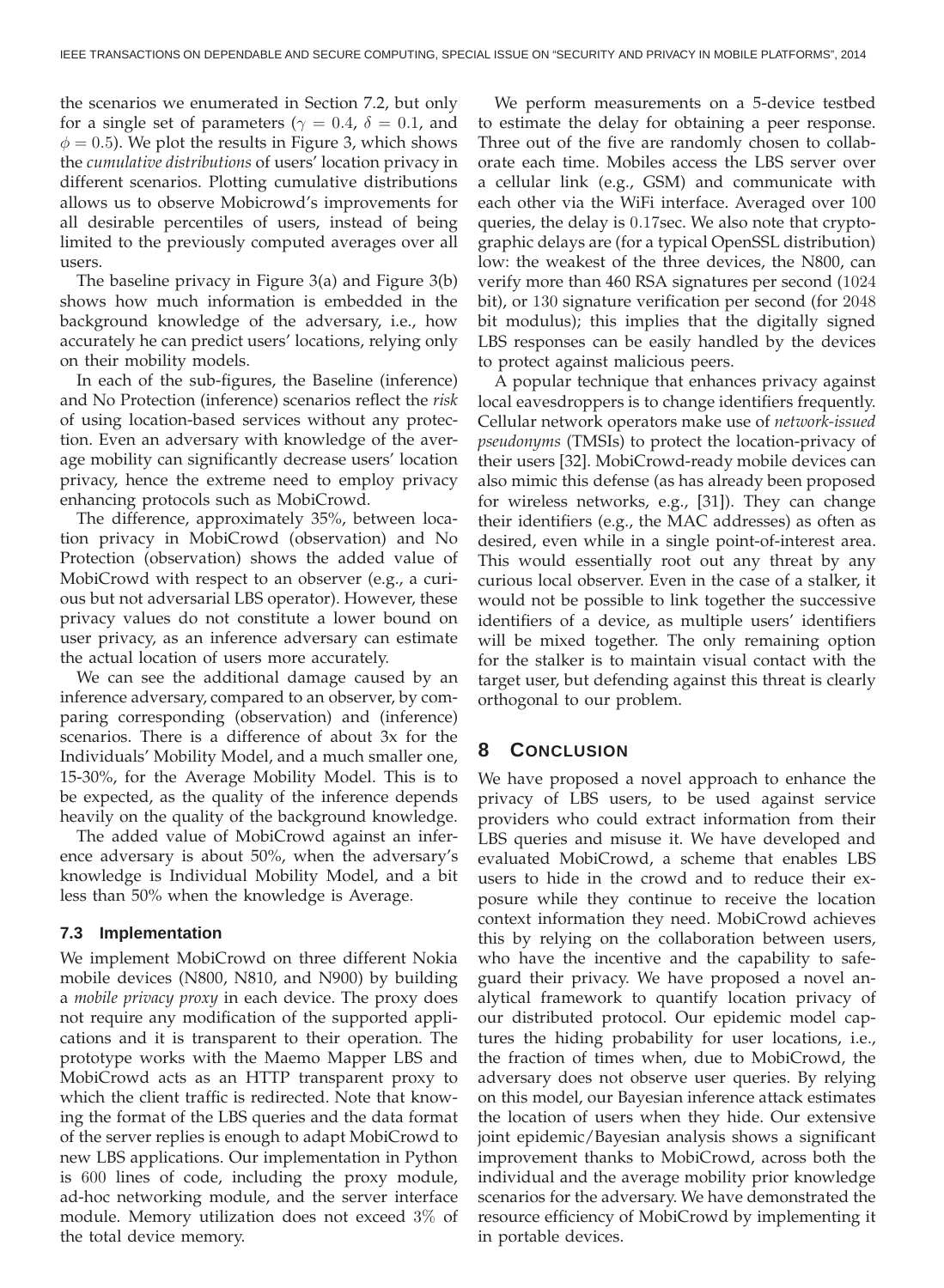the scenarios we enumerated in Section 7.2, but only for a single set of parameters ($\gamma = 0.4$, $\delta = 0.1$, and $\phi = 0.5$). We plot the results in Figure 3, which shows the *cumulative distributions* of users' location privacy in different scenarios. Plotting cumulative distributions allows us to observe Mobicrowd's improvements for all desirable percentiles of users, instead of being limited to the previously computed averages over all users.

The baseline privacy in Figure 3(a) and Figure 3(b) shows how much information is embedded in the background knowledge of the adversary, i.e., how accurately he can predict users' locations, relying only on their mobility models.

In each of the sub-figures, the Baseline (inference) and No Protection (inference) scenarios reflect the *risk* of using location-based services without any protection. Even an adversary with knowledge of the average mobility can significantly decrease users' location privacy, hence the extreme need to employ privacy enhancing protocols such as MobiCrowd.

The difference, approximately 35%, between location privacy in MobiCrowd (observation) and No Protection (observation) shows the added value of MobiCrowd with respect to an observer (e.g., a curious but not adversarial LBS operator). However, these privacy values do not constitute a lower bound on user privacy, as an inference adversary can estimate the actual location of users more accurately.

We can see the additional damage caused by an inference adversary, compared to an observer, by comparing corresponding (observation) and (inference) scenarios. There is a difference of about 3x for the Individuals' Mobility Model, and a much smaller one, 15-30%, for the Average Mobility Model. This is to be expected, as the quality of the inference depends heavily on the quality of the background knowledge.

The added value of MobiCrowd against an inference adversary is about 50%, when the adversary's knowledge is Individual Mobility Model, and a bit less than 50% when the knowledge is Average.

### 7.3 Implementation

We implement MobiCrowd on three different Nokia mobile devices (N800, N810, and N900) by building a *mobile privacy proxy* in each device. The proxy does not require any modification of the supported applications and it is transparent to their operation. The prototype works with the Maemo Mapper LBS and MobiCrowd acts as an HTTP transparent proxy to which the client traffic is redirected. Note that knowing the format of the LBS queries and the data format of the server replies is enough to adapt MobiCrowd to new LBS applications. Our implementation in Python is 600 lines of code, including the proxy module, ad-hoc networking module, and the server interface module. Memory utilization does not exceed 3% of the total device memory.

We perform measurements on a 5-device testbed to estimate the delay for obtaining a peer response. Three out of the five are randomly chosen to collaborate each time. Mobiles access the LBS server over a cellular link (e.g., GSM) and communicate with each other via the WiFi interface. Averaged over 100 queries, the delay is 0.17sec. We also note that cryptographic delays are (for a typical OpenSSL distribution) low: the weakest of the three devices, the N800, can verify more than 460 RSA signatures per second (1024 bit), or 130 signature verification per second (for 2048 bit modulus); this implies that the digitally signed LBS responses can be easily handled by the devices to protect against malicious peers.

A popular technique that enhances privacy against local eavesdroppers is to change identifiers frequently. Cellular network operators make use of *network-issued pseudonyms* (TMSIs) to protect the location-privacy of their users [32]. MobiCrowd-ready mobile devices can also mimic this defense (as has already been proposed for wireless networks, e.g., [31]). They can change their identifiers (e.g., the MAC addresses) as often as desired, even while in a single point-of-interest area. This would essentially root out any threat by any curious local observer. Even in the case of a stalker, it would not be possible to link together the successive identifiers of a device, as multiple users' identifiers will be mixed together. The only remaining option for the stalker is to maintain visual contact with the target user, but defending against this threat is clearly orthogonal to our problem.

## 8 Conclusion

We have proposed a novel approach to enhance the privacy of LBS users, to be used against service providers who could extract information from their LBS queries and misuse it. We have developed and evaluated MobiCrowd, a scheme that enables LBS users to hide in the crowd and to reduce their exposure while they continue to receive the location context information they need. MobiCrowd achieves this by relying on the collaboration between users, who have the incentive and the capability to safeguard their privacy. We have proposed a novel analytical framework to quantify location privacy of our distributed protocol. Our epidemic model captures the hiding probability for user locations, i.e., the fraction of times when, due to MobiCrowd, the adversary does not observe user queries. By relying on this model, our Bayesian inference attack estimates the location of users when they hide. Our extensive joint epidemic/Bayesian analysis shows a significant improvement thanks to MobiCrowd, across both the individual and the average mobility prior knowledge scenarios for the adversary. We have demonstrated the resource efficiency of MobiCrowd by implementing it in portable devices.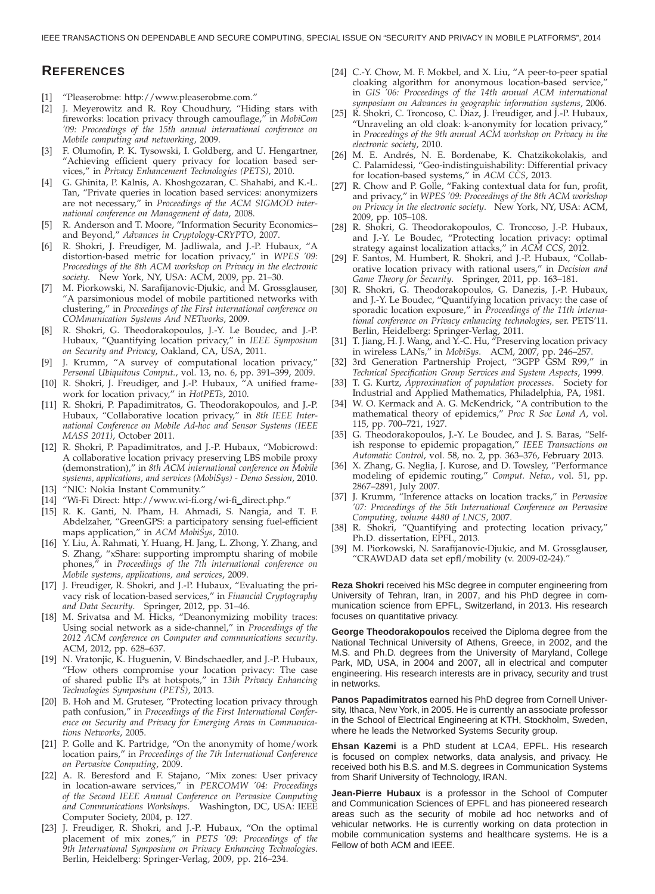## References

[1] "Pleaserobme: http://www.pleaserobme.com."

[2] J. Meyerowitz and R. Roy Choudhury, "Hiding stars with fireworks: location privacy through camouflage," in *MobiCom '09: Proceedings of the 15th annual international conference on Mobile computing and networking*, 2009.

[3] F. Olumofin, P. K. Tysowski, I. Goldberg, and U. Hengartner, "Achieving efficient query privacy for location based services," in *Privacy Enhancement Technologies (PETS)*, 2010.

[4] G. Ghinita, P. Kalnis, A. Khoshgozaran, C. Shahabi, and K.-L. Tan, "Private queries in location based services: anonymizers are not necessary," in *Proceedings of the ACM SIGMOD international conference on Management of data*, 2008.

[5] R. Anderson and T. Moore, "Information Security Economics– and Beyond," *Advances in Cryptology-CRYPTO*, 2007.

[6] R. Shokri, J. Freudiger, M. Jadliwala, and J.-P. Hubaux, "A distortion-based metric for location privacy," in *WPES '09: Proceedings of the 8th ACM workshop on Privacy in the electronic society*. New York, NY, USA: ACM, 2009, pp. 21–30.

[7] M. Piorkowski, N. Sarafijanovic-Djukic, and M. Grossglauser, "A parsimonious model of mobile partitioned networks with clustering," in *Proceedings of the First international conference on COMmunication Systems And NETworks*, 2009.

[8] R. Shokri, G. Theodorakopoulos, J.-Y. Le Boudec, and J.-P. Hubaux, "Quantifying location privacy," in *IEEE Symposium on Security and Privacy*, Oakland, CA, USA, 2011.

[9] J. Krumm, "A survey of computational location privacy," *Personal Ubiquitous Comput.*, vol. 13, no. 6, pp. 391–399, 2009.

[10] R. Shokri, J. Freudiger, and J.-P. Hubaux, "A unified framework for location privacy," in *HotPETs*, 2010.

[11] R. Shokri, P. Papadimitratos, G. Theodorakopoulos, and J.-P. Hubaux, "Collaborative location privacy," in *8th IEEE International Conference on Mobile Ad-hoc and Sensor Systems (IEEE MASS 2011)*, October 2011.

[12] R. Shokri, P. Papadimitratos, and J.-P. Hubaux, "Mobicrowd: A collaborative location privacy preserving LBS mobile proxy (demonstration)," in *8th ACM international conference on Mobile systems, applications, and services (MobiSys) - Demo Session*, 2010.

[13] "NIC: Nokia Instant Community."

[14] "Wi-Fi Direct: http://www.wi-fi.org/wi-fi_direct.php."

[15] R. K. Ganti, N. Pham, H. Ahmadi, S. Nangia, and T. F. Abdelzaher, "GreenGPS: a participatory sensing fuel-efficient maps application," in *ACM MobiSys*, 2010.

[16] Y. Liu, A. Rahmati, Y. Huang, H. Jang, L. Zhong, Y. Zhang, and S. Zhang, "xShare: supporting impromptu sharing of mobile phones," in *Proceedings of the 7th international conference on Mobile systems, applications, and services*, 2009.

[17] J. Freudiger, R. Shokri, and J.-P. Hubaux, "Evaluating the privacy risk of location-based services," in *Financial Cryptography and Data Security*. Springer, 2012, pp. 31–46.

[18] M. Srivatsa and M. Hicks, "Deanonymizing mobility traces: Using social network as a side-channel," in *Proceedings of the 2012 ACM conference on Computer and communications security*. ACM, 2012, pp. 628–637.

[19] N. Vratonjic, K. Huguenin, V. Bindschaedler, and J.-P. Hubaux, "How others compromise your location privacy: The case of shared public IPs at hotspots," in *13th Privacy Enhancing Technologies Symposium (PETS)*, 2013.

[20] B. Hoh and M. Gruteser, "Protecting location privacy through path confusion," in *Proceedings of the First International Conference on Security and Privacy for Emerging Areas in Communications Networks*, 2005.

[21] P. Golle and K. Partridge, "On the anonymity of home/work location pairs," in *Proceedings of the 7th International Conference on Pervasive Computing*, 2009.

[22] A. R. Beresford and F. Stajano, "Mix zones: User privacy in location-aware services," in *PERCOMW '04: Proceedings of the Second IEEE Annual Conference on Pervasive Computing and Communications Workshops*. Washington, DC, USA: IEEE Computer Society, 2004, p. 127.

[23] J. Freudiger, R. Shokri, and J.-P. Hubaux, "On the optimal placement of mix zones," in *PETS '09: Proceedings of the 9th International Symposium on Privacy Enhancing Technologies*. Berlin, Heidelberg: Springer-Verlag, 2009, pp. 216–234.

[24] C.-Y. Chow, M. F. Mokbel, and X. Liu, "A peer-to-peer spatial cloaking algorithm for anonymous location-based service," in *GIS '06: Proceedings of the 14th annual ACM international symposium on Advances in geographic information systems*, 2006.

[25] R. Shokri, C. Troncoso, C. Diaz, J. Freudiger, and J.-P. Hubaux, "Unraveling an old cloak: k-anonymity for location privacy," in *Proceedings of the 9th annual ACM workshop on Privacy in the electronic society*, 2010.

[26] M. E. Andrés, N. E. Bordenabe, K. Chatzikokolakis, and C. Palamidessi, "Geo-indistinguishability: Differential privacy for location-based systems," in *ACM CCS*, 2013.

[27] R. Chow and P. Golle, "Faking contextual data for fun, profit, and privacy," in *WPES '09: Proceedings of the 8th ACM workshop on Privacy in the electronic society*. New York, NY, USA: ACM, 2009, pp. 105–108.

[28] R. Shokri, G. Theodorakopoulos, C. Troncoso, J.-P. Hubaux, and J.-Y. Le Boudec, "Protecting location privacy: optimal strategy against localization attacks," in *ACM CCS*, 2012.

[29] F. Santos, M. Humbert, R. Shokri, and J.-P. Hubaux, "Collaborative location privacy with rational users," in *Decision and Game Theory for Security*. Springer, 2011, pp. 163–181.

[30] R. Shokri, G. Theodorakopoulos, G. Danezis, J.-P. Hubaux, and J.-Y. Le Boudec, "Quantifying location privacy: the case of sporadic location exposure," in *Proceedings of the 11th international conference on Privacy enhancing technologies*, ser. PETS'11. Berlin, Heidelberg: Springer-Verlag, 2011.

[31] T. Jiang, H. J. Wang, and Y.-C. Hu, "Preserving location privacy in wireless LANs," in *MobiSys*. ACM, 2007, pp. 246–257.

[32] 3rd Generation Partnership Project, "3GPP GSM R99," in *Technical Specification Group Services and System Aspects*, 1999.

[33] T. G. Kurtz, *Approximation of population processes*. Society for Industrial and Applied Mathematics, Philadelphia, PA, 1981.

[34] W. O. Kermack and A. G. McKendrick, "A contribution to the mathematical theory of epidemics," *Proc R Soc Lond A*, vol. 115, pp. 700–721, 1927.

[35] G. Theodorakopoulos, J.-Y. Le Boudec, and J. S. Baras, "Selfish response to epidemic propagation," *IEEE Transactions on Automatic Control*, vol. 58, no. 2, pp. 363–376, February 2013.

[36] X. Zhang, G. Neglia, J. Kurose, and D. Towsley, "Performance modeling of epidemic routing," *Comput. Netw.*, vol. 51, pp. 2867–2891, July 2007.

[37] J. Krumm, "Inference attacks on location tracks," in *Pervasive '07: Proceedings of the 5th International Conference on Pervasive Computing, volume 4480 of LNCS*, 2007.

[38] R. Shokri, "Quantifying and protecting location privacy," Ph.D. dissertation, EPFL, 2013.

[39] M. Piorkowski, N. Sarafijanovic-Djukic, and M. Grossglauser, "CRAWDAD data set epfl/mobility (v. 2009-02-24)."

**Reza Shokri** received his MSc degree in computer engineering from University of Tehran, Iran, in 2007, and his PhD degree in communication science from EPFL, Switzerland, in 2013. His research focuses on quantitative privacy.

**George Theodorakopoulos** received the Diploma degree from the National Technical University of Athens, Greece, in 2002, and the M.S. and Ph.D. degrees from the University of Maryland, College Park, MD, USA, in 2004 and 2007, all in electrical and computer engineering. His research interests are in privacy, security and trust in networks.

**Panos Papadimitratos** earned his PhD degree from Cornell University, Ithaca, New York, in 2005. He is currently an associate professor in the School of Electrical Engineering at KTH, Stockholm, Sweden, where he leads the Networked Systems Security group.

**Ehsan Kazemi** is a PhD student at LCA4, EPFL. His research is focused on complex networks, data analysis, and privacy. He received both his B.S. and M.S. degrees in Communication Systems from Sharif University of Technology, IRAN.

**Jean-Pierre Hubaux** is a professor in the School of Computer and Communication Sciences of EPFL and has pioneered research areas such as the security of mobile ad hoc networks and of vehicular networks. He is currently working on data protection in mobile communication systems and healthcare systems. He is a Fellow of both ACM and IEEE.